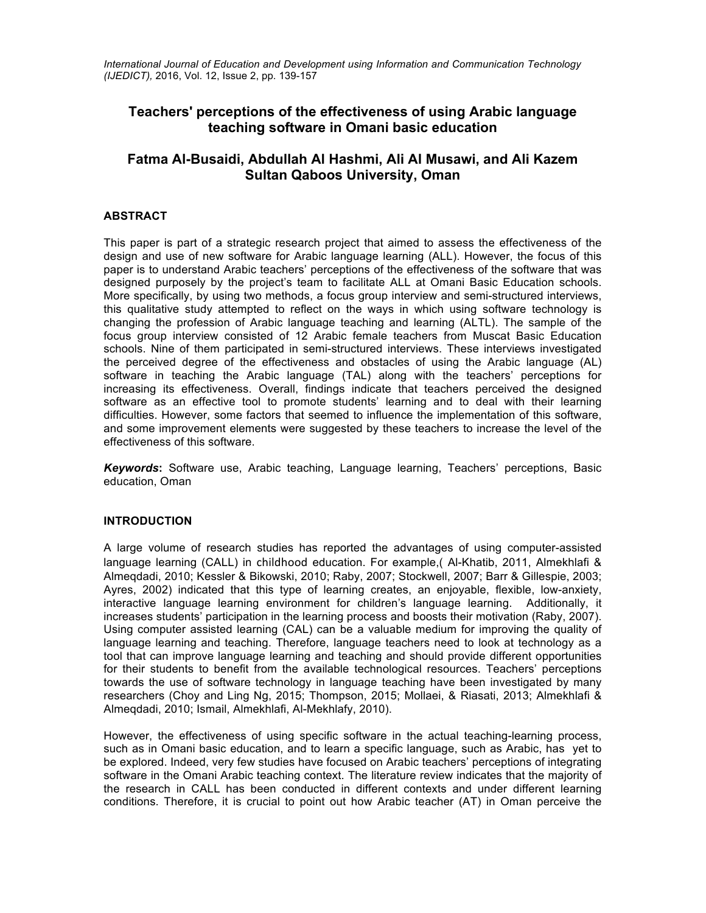# Teachers' perceptions of the effectiveness of using Arabic language teaching software in Omani basic education

**Fatma Al-Busaidi, Abdullah Al Hashmi, Ali Al Musawi, and Ali Kazem**
**Sultan Qaboos University, Oman**

## ABSTRACT

This paper is part of a strategic research project that aimed to assess the effectiveness of the design and use of new software for Arabic language learning (ALL). However, the focus of this paper is to understand Arabic teachers' perceptions of the effectiveness of the software that was designed purposely by the project's team to facilitate ALL at Omani Basic Education schools. More specifically, by using two methods, a focus group interview and semi-structured interviews, this qualitative study attempted to reflect on the ways in which using software technology is changing the profession of Arabic language teaching and learning (ALTL). The sample of the focus group interview consisted of 12 Arabic female teachers from Muscat Basic Education schools. Nine of them participated in semi-structured interviews. These interviews investigated the perceived degree of the effectiveness and obstacles of using the Arabic language (AL) software in teaching the Arabic language (TAL) along with the teachers' perceptions for increasing its effectiveness. Overall, findings indicate that teachers perceived the designed software as an effective tool to promote students' learning and to deal with their learning difficulties. However, some factors that seemed to influence the implementation of this software, and some improvement elements were suggested by these teachers to increase the level of the effectiveness of this software.

***Keywords*:** Software use, Arabic teaching, Language learning, Teachers' perceptions, Basic education, Oman

## INTRODUCTION

A large volume of research studies has reported the advantages of using computer-assisted language learning (CALL) in childhood education. For example,( Al-Khatib, 2011, Almekhlafi & Almeqdadi, 2010; Kessler & Bikowski, 2010; Raby, 2007; Stockwell, 2007; Barr & Gillespie, 2003; Ayres, 2002) indicated that this type of learning creates, an enjoyable, flexible, low-anxiety, interactive language learning environment for children's language learning. Additionally, it increases students' participation in the learning process and boosts their motivation (Raby, 2007). Using computer assisted learning (CAL) can be a valuable medium for improving the quality of language learning and teaching. Therefore, language teachers need to look at technology as a tool that can improve language learning and teaching and should provide different opportunities for their students to benefit from the available technological resources. Teachers' perceptions towards the use of software technology in language teaching have been investigated by many researchers (Choy and Ling Ng, 2015; Thompson, 2015; Mollaei, & Riasati, 2013; Almekhlafi & Almeqdadi, 2010; Ismail, Almekhlafi, Al-Mekhlafy, 2010).

However, the effectiveness of using specific software in the actual teaching-learning process, such as in Omani basic education, and to learn a specific language, such as Arabic, has yet to be explored. Indeed, very few studies have focused on Arabic teachers' perceptions of integrating software in the Omani Arabic teaching context. The literature review indicates that the majority of the research in CALL has been conducted in different contexts and under different learning conditions. Therefore, it is crucial to point out how Arabic teacher (AT) in Oman perceive the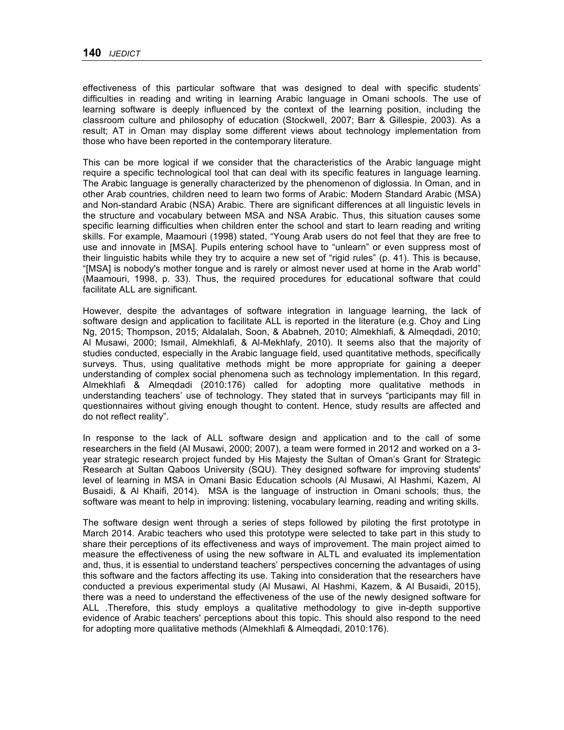effectiveness of this particular software that was designed to deal with specific students' difficulties in reading and writing in learning Arabic language in Omani schools. The use of learning software is deeply influenced by the context of the learning position, including the classroom culture and philosophy of education (Stockwell, 2007; Barr & Gillespie, 2003). As a result; AT in Oman may display some different views about technology implementation from those who have been reported in the contemporary literature.

This can be more logical if we consider that the characteristics of the Arabic language might require a specific technological tool that can deal with its specific features in language learning. The Arabic language is generally characterized by the phenomenon of diglossia. In Oman, and in other Arab countries, children need to learn two forms of Arabic: Modern Standard Arabic (MSA) and Non-standard Arabic (NSA) Arabic. There are significant differences at all linguistic levels in the structure and vocabulary between MSA and NSA Arabic. Thus, this situation causes some specific learning difficulties when children enter the school and start to learn reading and writing skills. For example, Maamouri (1998) stated, "Young Arab users do not feel that they are free to use and innovate in [MSA]. Pupils entering school have to "unlearn" or even suppress most of their linguistic habits while they try to acquire a new set of "rigid rules" (p. 41). This is because, "[MSA] is nobody's mother tongue and is rarely or almost never used at home in the Arab world" (Maamouri, 1998, p. 33). Thus, the required procedures for educational software that could facilitate ALL are significant.

However, despite the advantages of software integration in language learning, the lack of software design and application to facilitate ALL is reported in the literature (e.g. Choy and Ling Ng, 2015; Thompson, 2015; Aldalalah, Soon, & Ababneh, 2010; Almekhlafi, & Almeqdadi, 2010; Al Musawi, 2000; Ismail, Almekhlafi, & Al-Mekhlafy, 2010). It seems also that the majority of studies conducted, especially in the Arabic language field, used quantitative methods, specifically surveys. Thus, using qualitative methods might be more appropriate for gaining a deeper understanding of complex social phenomena such as technology implementation. In this regard, Almekhlafi & Almeqdadi (2010:176) called for adopting more qualitative methods in understanding teachers' use of technology. They stated that in surveys "participants may fill in questionnaires without giving enough thought to content. Hence, study results are affected and do not reflect reality".

In response to the lack of ALL software design and application and to the call of some researchers in the field (Al Musawi, 2000; 2007), a team were formed in 2012 and worked on a 3-year strategic research project funded by His Majesty the Sultan of Oman's Grant for Strategic Research at Sultan Qaboos University (SQU). They designed software for improving students' level of learning in MSA in Omani Basic Education schools (Al Musawi, Al Hashmi, Kazem, Al Busaidi, & Al Khaifi, 2014). MSA is the language of instruction in Omani schools; thus, the software was meant to help in improving: listening, vocabulary learning, reading and writing skills.

The software design went through a series of steps followed by piloting the first prototype in March 2014. Arabic teachers who used this prototype were selected to take part in this study to share their perceptions of its effectiveness and ways of improvement. The main project aimed to measure the effectiveness of using the new software in ALTL and evaluated its implementation and, thus, it is essential to understand teachers' perspectives concerning the advantages of using this software and the factors affecting its use. Taking into consideration that the researchers have conducted a previous experimental study (Al Musawi, Al Hashmi, Kazem, & Al Busaidi, 2015), there was a need to understand the effectiveness of the use of the newly designed software for ALL .Therefore, this study employs a qualitative methodology to give in-depth supportive evidence of Arabic teachers' perceptions about this topic. This should also respond to the need for adopting more qualitative methods (Almekhlafi & Almeqdadi, 2010:176).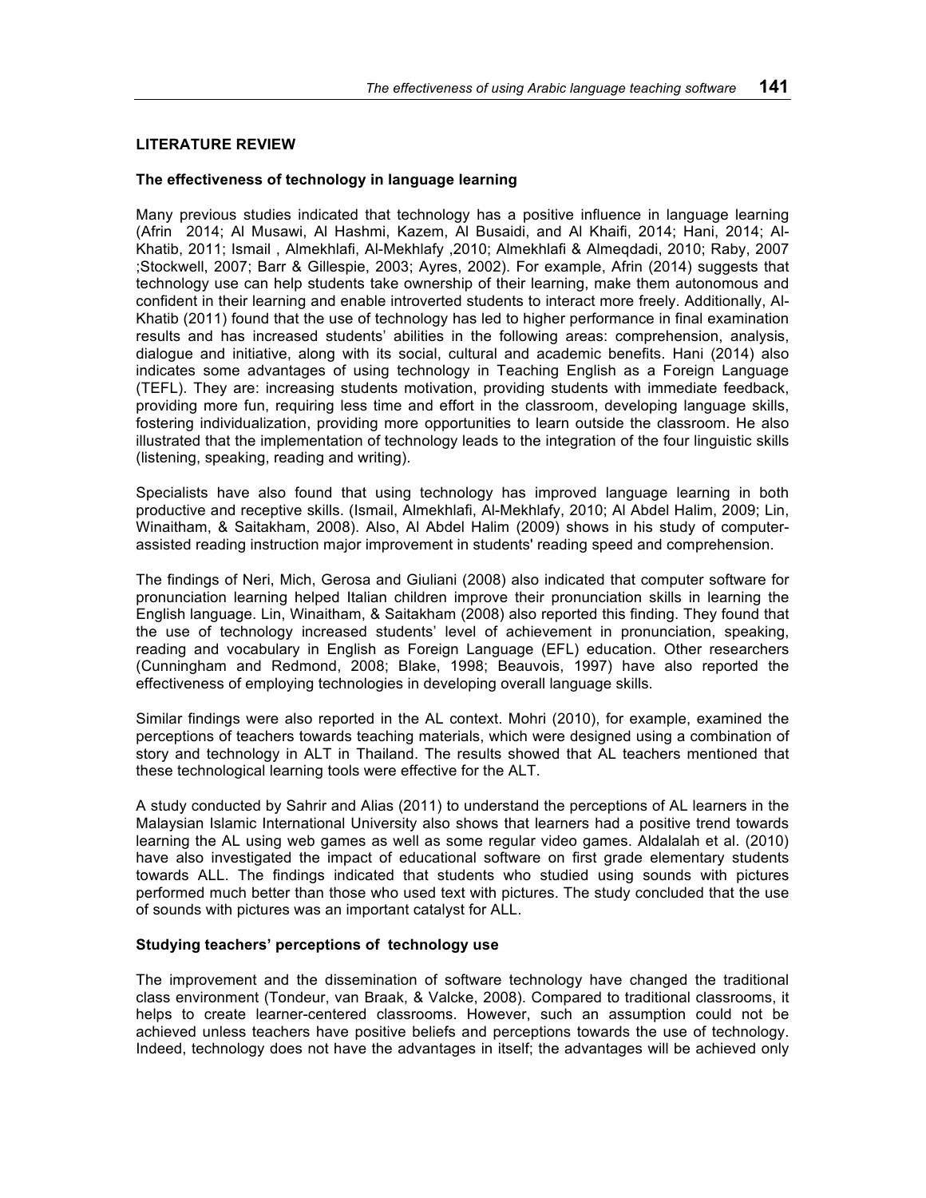## LITERATURE REVIEW

### The effectiveness of technology in language learning

Many previous studies indicated that technology has a positive influence in language learning (Afrin 2014; Al Musawi, Al Hashmi, Kazem, Al Busaidi, and Al Khaifi, 2014; Hani, 2014; Al-Khatib, 2011; Ismail , Almekhlafi, Al-Mekhlafy ,2010; Almekhlafi & Almeqdadi, 2010; Raby, 2007 ;Stockwell, 2007; Barr & Gillespie, 2003; Ayres, 2002). For example, Afrin (2014) suggests that technology use can help students take ownership of their learning, make them autonomous and confident in their learning and enable introverted students to interact more freely. Additionally, Al-Khatib (2011) found that the use of technology has led to higher performance in final examination results and has increased students' abilities in the following areas: comprehension, analysis, dialogue and initiative, along with its social, cultural and academic benefits. Hani (2014) also indicates some advantages of using technology in Teaching English as a Foreign Language (TEFL). They are: increasing students motivation, providing students with immediate feedback, providing more fun, requiring less time and effort in the classroom, developing language skills, fostering individualization, providing more opportunities to learn outside the classroom. He also illustrated that the implementation of technology leads to the integration of the four linguistic skills (listening, speaking, reading and writing).

Specialists have also found that using technology has improved language learning in both productive and receptive skills. (Ismail, Almekhlafi, Al-Mekhlafy, 2010; Al Abdel Halim, 2009; Lin, Winaitham, & Saitakham, 2008). Also, Al Abdel Halim (2009) shows in his study of computer-assisted reading instruction major improvement in students' reading speed and comprehension.

The findings of Neri, Mich, Gerosa and Giuliani (2008) also indicated that computer software for pronunciation learning helped Italian children improve their pronunciation skills in learning the English language. Lin, Winaitham, & Saitakham (2008) also reported this finding. They found that the use of technology increased students' level of achievement in pronunciation, speaking, reading and vocabulary in English as Foreign Language (EFL) education. Other researchers (Cunningham and Redmond, 2008; Blake, 1998; Beauvois, 1997) have also reported the effectiveness of employing technologies in developing overall language skills.

Similar findings were also reported in the AL context. Mohri (2010), for example, examined the perceptions of teachers towards teaching materials, which were designed using a combination of story and technology in ALT in Thailand. The results showed that AL teachers mentioned that these technological learning tools were effective for the ALT.

A study conducted by Sahrir and Alias (2011) to understand the perceptions of AL learners in the Malaysian Islamic International University also shows that learners had a positive trend towards learning the AL using web games as well as some regular video games. Aldalalah et al. (2010) have also investigated the impact of educational software on first grade elementary students towards ALL. The findings indicated that students who studied using sounds with pictures performed much better than those who used text with pictures. The study concluded that the use of sounds with pictures was an important catalyst for ALL.

### Studying teachers' perceptions of technology use

The improvement and the dissemination of software technology have changed the traditional class environment (Tondeur, van Braak, & Valcke, 2008). Compared to traditional classrooms, it helps to create learner-centered classrooms. However, such an assumption could not be achieved unless teachers have positive beliefs and perceptions towards the use of technology. Indeed, technology does not have the advantages in itself; the advantages will be achieved only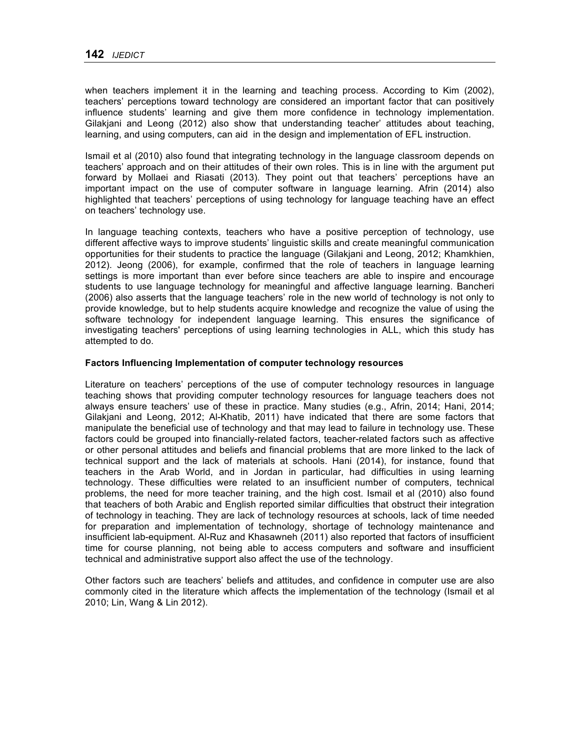when teachers implement it in the learning and teaching process. According to Kim (2002), teachers' perceptions toward technology are considered an important factor that can positively influence students' learning and give them more confidence in technology implementation. Gilakjani and Leong (2012) also show that understanding teacher' attitudes about teaching, learning, and using computers, can aid in the design and implementation of EFL instruction.

Ismail et al (2010) also found that integrating technology in the language classroom depends on teachers' approach and on their attitudes of their own roles. This is in line with the argument put forward by Mollaei and Riasati (2013). They point out that teachers' perceptions have an important impact on the use of computer software in language learning. Afrin (2014) also highlighted that teachers' perceptions of using technology for language teaching have an effect on teachers' technology use.

In language teaching contexts, teachers who have a positive perception of technology, use different affective ways to improve students' linguistic skills and create meaningful communication opportunities for their students to practice the language (Gilakjani and Leong, 2012; Khamkhien, 2012). Jeong (2006), for example, confirmed that the role of teachers in language learning settings is more important than ever before since teachers are able to inspire and encourage students to use language technology for meaningful and affective language learning. Bancheri (2006) also asserts that the language teachers' role in the new world of technology is not only to provide knowledge, but to help students acquire knowledge and recognize the value of using the software technology for independent language learning. This ensures the significance of investigating teachers' perceptions of using learning technologies in ALL, which this study has attempted to do.

**Factors Influencing Implementation of computer technology resources**

Literature on teachers' perceptions of the use of computer technology resources in language teaching shows that providing computer technology resources for language teachers does not always ensure teachers' use of these in practice. Many studies (e.g., Afrin, 2014; Hani, 2014; Gilakjani and Leong, 2012; Al-Khatib, 2011) have indicated that there are some factors that manipulate the beneficial use of technology and that may lead to failure in technology use. These factors could be grouped into financially-related factors, teacher-related factors such as affective or other personal attitudes and beliefs and financial problems that are more linked to the lack of technical support and the lack of materials at schools. Hani (2014), for instance, found that teachers in the Arab World, and in Jordan in particular, had difficulties in using learning technology. These difficulties were related to an insufficient number of computers, technical problems, the need for more teacher training, and the high cost. Ismail et al (2010) also found that teachers of both Arabic and English reported similar difficulties that obstruct their integration of technology in teaching. They are lack of technology resources at schools, lack of time needed for preparation and implementation of technology, shortage of technology maintenance and insufficient lab-equipment. Al-Ruz and Khasawneh (2011) also reported that factors of insufficient time for course planning, not being able to access computers and software and insufficient technical and administrative support also affect the use of the technology.

Other factors such are teachers' beliefs and attitudes, and confidence in computer use are also commonly cited in the literature which affects the implementation of the technology (Ismail et al 2010; Lin, Wang & Lin 2012).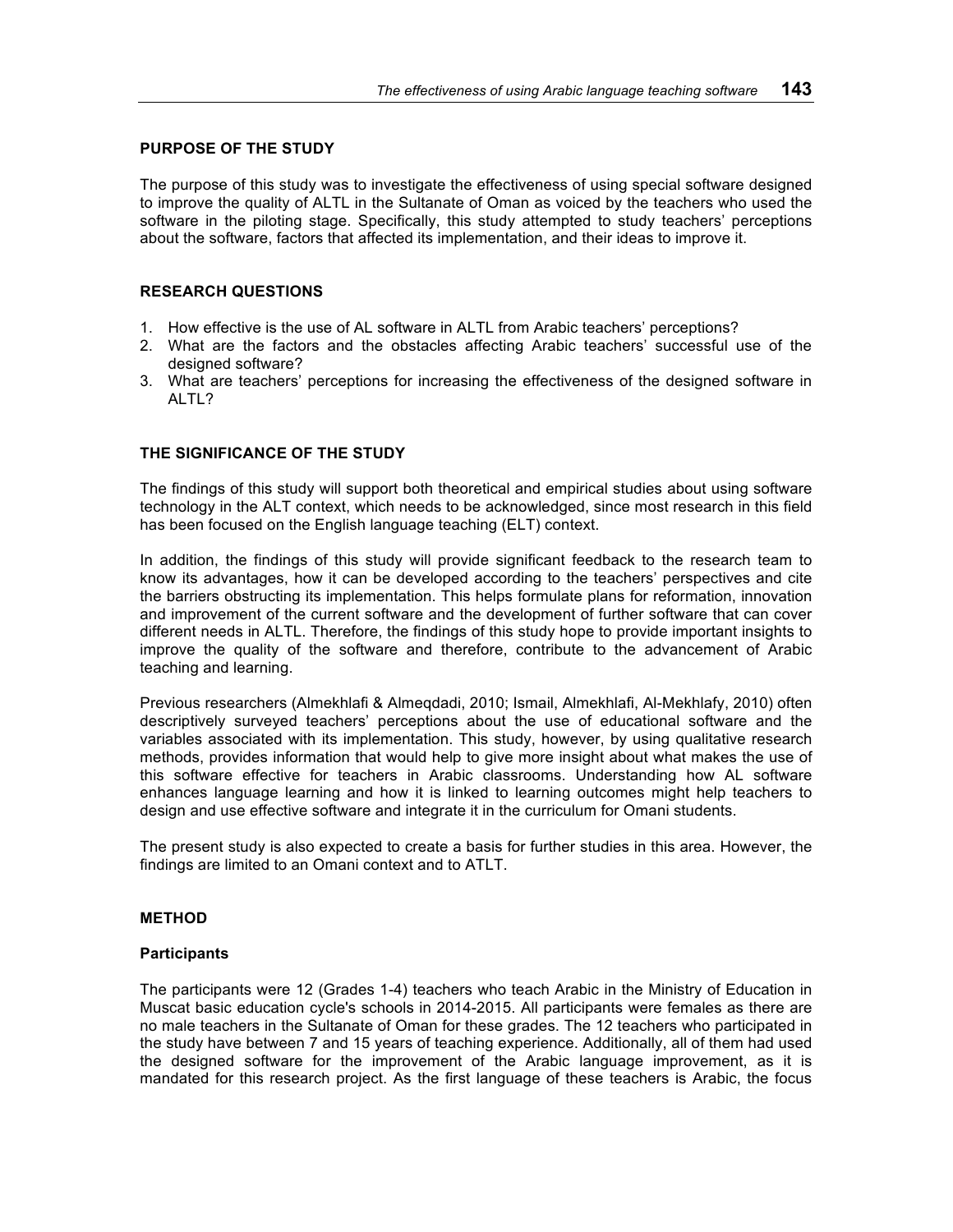## PURPOSE OF THE STUDY

The purpose of this study was to investigate the effectiveness of using special software designed to improve the quality of ALTL in the Sultanate of Oman as voiced by the teachers who used the software in the piloting stage. Specifically, this study attempted to study teachers' perceptions about the software, factors that affected its implementation, and their ideas to improve it.

## RESEARCH QUESTIONS

1. How effective is the use of AL software in ALTL from Arabic teachers' perceptions?
2. What are the factors and the obstacles affecting Arabic teachers' successful use of the designed software?
3. What are teachers' perceptions for increasing the effectiveness of the designed software in ALTL?

## THE SIGNIFICANCE OF THE STUDY

The findings of this study will support both theoretical and empirical studies about using software technology in the ALT context, which needs to be acknowledged, since most research in this field has been focused on the English language teaching (ELT) context.

In addition, the findings of this study will provide significant feedback to the research team to know its advantages, how it can be developed according to the teachers' perspectives and cite the barriers obstructing its implementation. This helps formulate plans for reformation, innovation and improvement of the current software and the development of further software that can cover different needs in ALTL. Therefore, the findings of this study hope to provide important insights to improve the quality of the software and therefore, contribute to the advancement of Arabic teaching and learning.

Previous researchers (Almekhlafi & Almeqdadi, 2010; Ismail, Almekhlafi, Al-Mekhlafy, 2010) often descriptively surveyed teachers' perceptions about the use of educational software and the variables associated with its implementation. This study, however, by using qualitative research methods, provides information that would help to give more insight about what makes the use of this software effective for teachers in Arabic classrooms. Understanding how AL software enhances language learning and how it is linked to learning outcomes might help teachers to design and use effective software and integrate it in the curriculum for Omani students.

The present study is also expected to create a basis for further studies in this area. However, the findings are limited to an Omani context and to ATLT.

## METHOD

### Participants

The participants were 12 (Grades 1-4) teachers who teach Arabic in the Ministry of Education in Muscat basic education cycle's schools in 2014-2015. All participants were females as there are no male teachers in the Sultanate of Oman for these grades. The 12 teachers who participated in the study have between 7 and 15 years of teaching experience. Additionally, all of them had used the designed software for the improvement of the Arabic language improvement, as it is mandated for this research project. As the first language of these teachers is Arabic, the focus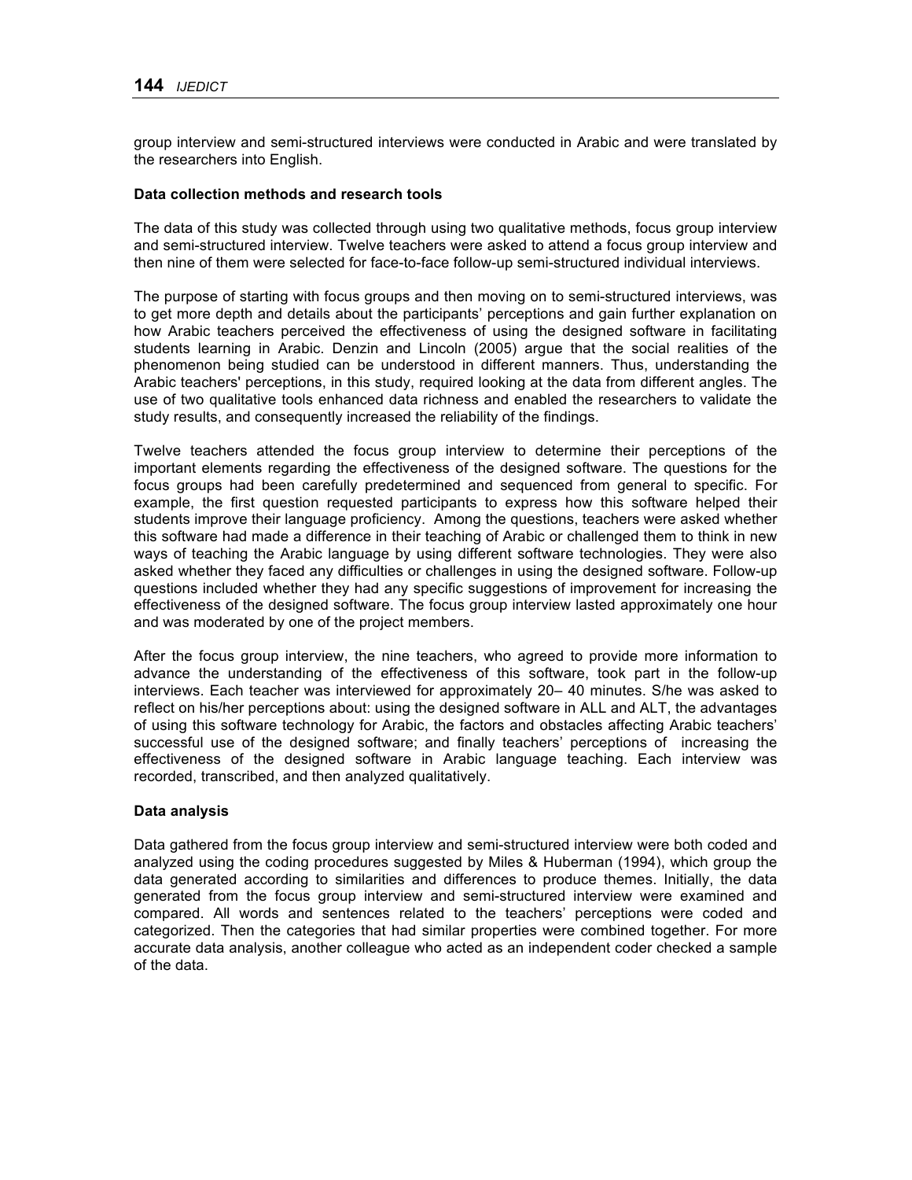group interview and semi-structured interviews were conducted in Arabic and were translated by the researchers into English.

**Data collection methods and research tools**

The data of this study was collected through using two qualitative methods, focus group interview and semi-structured interview. Twelve teachers were asked to attend a focus group interview and then nine of them were selected for face-to-face follow-up semi-structured individual interviews.

The purpose of starting with focus groups and then moving on to semi-structured interviews, was to get more depth and details about the participants' perceptions and gain further explanation on how Arabic teachers perceived the effectiveness of using the designed software in facilitating students learning in Arabic. Denzin and Lincoln (2005) argue that the social realities of the phenomenon being studied can be understood in different manners. Thus, understanding the Arabic teachers' perceptions, in this study, required looking at the data from different angles. The use of two qualitative tools enhanced data richness and enabled the researchers to validate the study results, and consequently increased the reliability of the findings.

Twelve teachers attended the focus group interview to determine their perceptions of the important elements regarding the effectiveness of the designed software. The questions for the focus groups had been carefully predetermined and sequenced from general to specific. For example, the first question requested participants to express how this software helped their students improve their language proficiency. Among the questions, teachers were asked whether this software had made a difference in their teaching of Arabic or challenged them to think in new ways of teaching the Arabic language by using different software technologies. They were also asked whether they faced any difficulties or challenges in using the designed software. Follow-up questions included whether they had any specific suggestions of improvement for increasing the effectiveness of the designed software. The focus group interview lasted approximately one hour and was moderated by one of the project members.

After the focus group interview, the nine teachers, who agreed to provide more information to advance the understanding of the effectiveness of this software, took part in the follow-up interviews. Each teacher was interviewed for approximately 20– 40 minutes. S/he was asked to reflect on his/her perceptions about: using the designed software in ALL and ALT, the advantages of using this software technology for Arabic, the factors and obstacles affecting Arabic teachers' successful use of the designed software; and finally teachers' perceptions of increasing the effectiveness of the designed software in Arabic language teaching. Each interview was recorded, transcribed, and then analyzed qualitatively.

**Data analysis**

Data gathered from the focus group interview and semi-structured interview were both coded and analyzed using the coding procedures suggested by Miles & Huberman (1994), which group the data generated according to similarities and differences to produce themes. Initially, the data generated from the focus group interview and semi-structured interview were examined and compared. All words and sentences related to the teachers' perceptions were coded and categorized. Then the categories that had similar properties were combined together. For more accurate data analysis, another colleague who acted as an independent coder checked a sample of the data.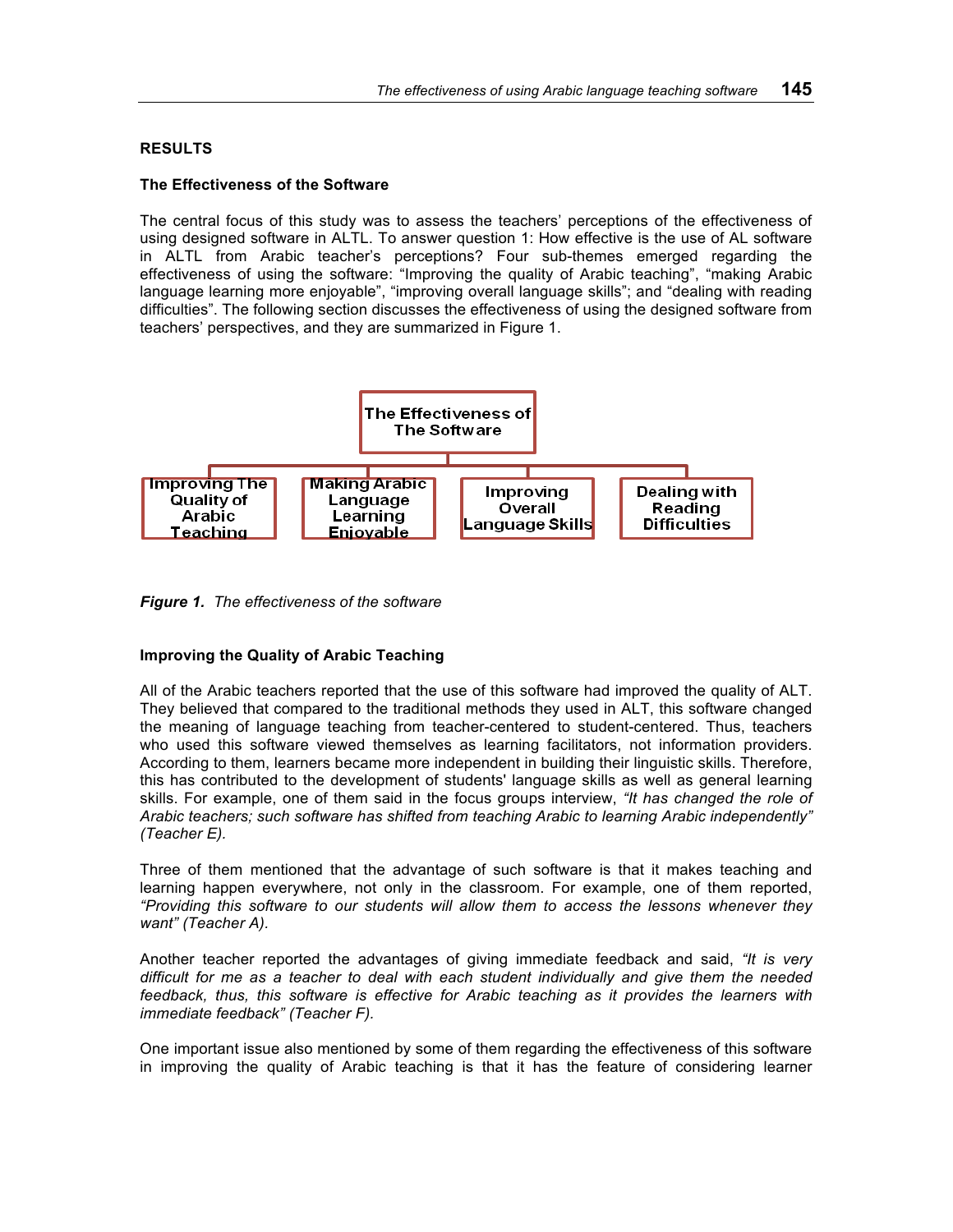## RESULTS

### The Effectiveness of the Software

The central focus of this study was to assess the teachers' perceptions of the effectiveness of using designed software in ALTL. To answer question 1: How effective is the use of AL software in ALTL from Arabic teacher's perceptions? Four sub-themes emerged regarding the effectiveness of using the software: "Improving the quality of Arabic teaching", "making Arabic language learning more enjoyable", "improving overall language skills"; and "dealing with reading difficulties". The following section discusses the effectiveness of using the designed software from teachers' perspectives, and they are summarized in Figure 1.

The Effectiveness of The Software

- Improving The Quality of Arabic Teaching
- Making Arabic Language Learning Enjoyable
- Improving Overall Language Skills
- Dealing with Reading Difficulties

***Figure 1.*** *The effectiveness of the software*

### Improving the Quality of Arabic Teaching

All of the Arabic teachers reported that the use of this software had improved the quality of ALT. They believed that compared to the traditional methods they used in ALT, this software changed the meaning of language teaching from teacher-centered to student-centered. Thus, teachers who used this software viewed themselves as learning facilitators, not information providers. According to them, learners became more independent in building their linguistic skills. Therefore, this has contributed to the development of students' language skills as well as general learning skills. For example, one of them said in the focus groups interview, *"It has changed the role of Arabic teachers; such software has shifted from teaching Arabic to learning Arabic independently" (Teacher E).*

Three of them mentioned that the advantage of such software is that it makes teaching and learning happen everywhere, not only in the classroom. For example, one of them reported, *"Providing this software to our students will allow them to access the lessons whenever they want" (Teacher A).*

Another teacher reported the advantages of giving immediate feedback and said, *"It is very difficult for me as a teacher to deal with each student individually and give them the needed feedback, thus, this software is effective for Arabic teaching as it provides the learners with immediate feedback" (Teacher F).*

One important issue also mentioned by some of them regarding the effectiveness of this software in improving the quality of Arabic teaching is that it has the feature of considering learner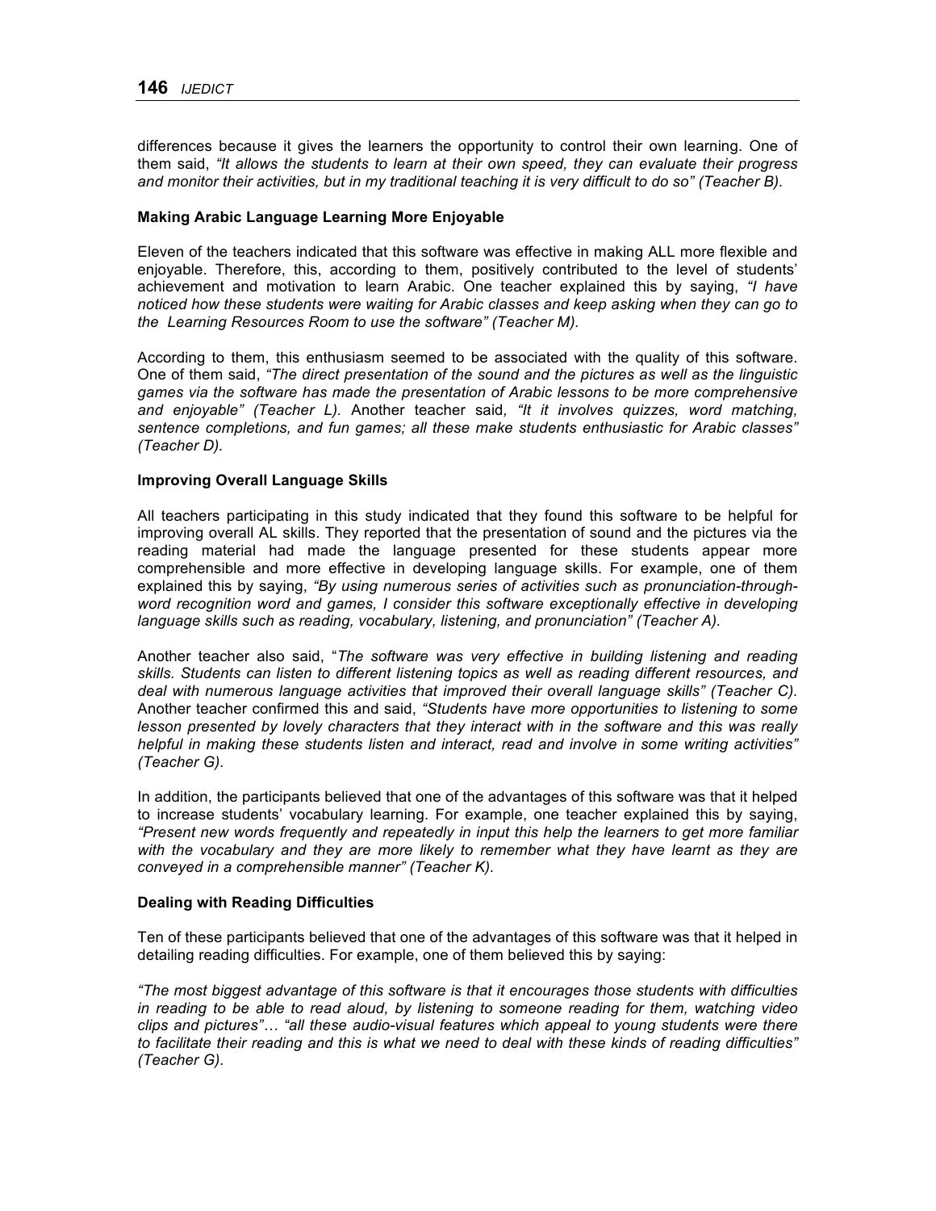differences because it gives the learners the opportunity to control their own learning. One of them said, *"It allows the students to learn at their own speed, they can evaluate their progress and monitor their activities, but in my traditional teaching it is very difficult to do so" (Teacher B).*

**Making Arabic Language Learning More Enjoyable**

Eleven of the teachers indicated that this software was effective in making ALL more flexible and enjoyable. Therefore, this, according to them, positively contributed to the level of students' achievement and motivation to learn Arabic. One teacher explained this by saying, *"I have noticed how these students were waiting for Arabic classes and keep asking when they can go to the Learning Resources Room to use the software" (Teacher M).*

According to them, this enthusiasm seemed to be associated with the quality of this software. One of them said, *"The direct presentation of the sound and the pictures as well as the linguistic games via the software has made the presentation of Arabic lessons to be more comprehensive and enjoyable" (Teacher L).* Another teacher said*, "It it involves quizzes, word matching, sentence completions, and fun games; all these make students enthusiastic for Arabic classes" (Teacher D).*

**Improving Overall Language Skills**

All teachers participating in this study indicated that they found this software to be helpful for improving overall AL skills. They reported that the presentation of sound and the pictures via the reading material had made the language presented for these students appear more comprehensible and more effective in developing language skills. For example, one of them explained this by saying, *"By using numerous series of activities such as pronunciation-through-word recognition word and games, I consider this software exceptionally effective in developing language skills such as reading, vocabulary, listening, and pronunciation" (Teacher A).*

Another teacher also said, "*The software was very effective in building listening and reading skills. Students can listen to different listening topics as well as reading different resources, and deal with numerous language activities that improved their overall language skills" (Teacher C).* Another teacher confirmed this and said, *"Students have more opportunities to listening to some lesson presented by lovely characters that they interact with in the software and this was really helpful in making these students listen and interact, read and involve in some writing activities" (Teacher G).*

In addition, the participants believed that one of the advantages of this software was that it helped to increase students' vocabulary learning. For example, one teacher explained this by saying, *"Present new words frequently and repeatedly in input this help the learners to get more familiar with the vocabulary and they are more likely to remember what they have learnt as they are conveyed in a comprehensible manner" (Teacher K).*

**Dealing with Reading Difficulties**

Ten of these participants believed that one of the advantages of this software was that it helped in detailing reading difficulties. For example, one of them believed this by saying:

*"The most biggest advantage of this software is that it encourages those students with difficulties in reading to be able to read aloud, by listening to someone reading for them, watching video clips and pictures"… "all these audio-visual features which appeal to young students were there to facilitate their reading and this is what we need to deal with these kinds of reading difficulties" (Teacher G).*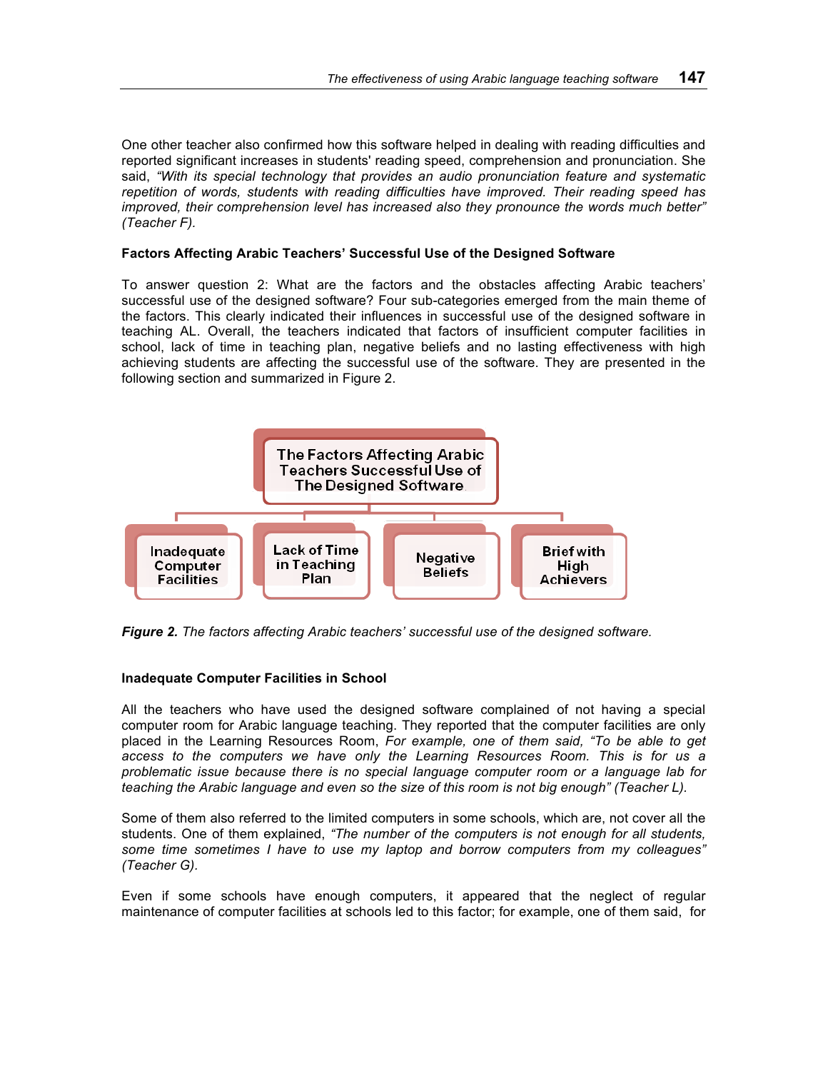One other teacher also confirmed how this software helped in dealing with reading difficulties and reported significant increases in students' reading speed, comprehension and pronunciation. She said, *"With its special technology that provides an audio pronunciation feature and systematic repetition of words, students with reading difficulties have improved. Their reading speed has improved, their comprehension level has increased also they pronounce the words much better" (Teacher F).*

### Factors Affecting Arabic Teachers' Successful Use of the Designed Software

To answer question 2: What are the factors and the obstacles affecting Arabic teachers' successful use of the designed software? Four sub-categories emerged from the main theme of the factors. This clearly indicated their influences in successful use of the designed software in teaching AL. Overall, the teachers indicated that factors of insufficient computer facilities in school, lack of time in teaching plan, negative beliefs and no lasting effectiveness with high achieving students are affecting the successful use of the software. They are presented in the following section and summarized in Figure 2.

The Factors Affecting Arabic Teachers Successful Use of The Designed Software

- Inadequate Computer Facilities
- Lack of Time in Teaching Plan
- Negative Beliefs
- Brief with High Achievers

***Figure 2.*** *The factors affecting Arabic teachers' successful use of the designed software.*

### Inadequate Computer Facilities in School

All the teachers who have used the designed software complained of not having a special computer room for Arabic language teaching. They reported that the computer facilities are only placed in the Learning Resources Room, *For example, one of them said, "To be able to get access to the computers we have only the Learning Resources Room. This is for us a problematic issue because there is no special language computer room or a language lab for teaching the Arabic language and even so the size of this room is not big enough" (Teacher L).*

Some of them also referred to the limited computers in some schools, which are, not cover all the students. One of them explained, *"The number of the computers is not enough for all students, some time sometimes I have to use my laptop and borrow computers from my colleagues" (Teacher G).*

Even if some schools have enough computers, it appeared that the neglect of regular maintenance of computer facilities at schools led to this factor; for example, one of them said, for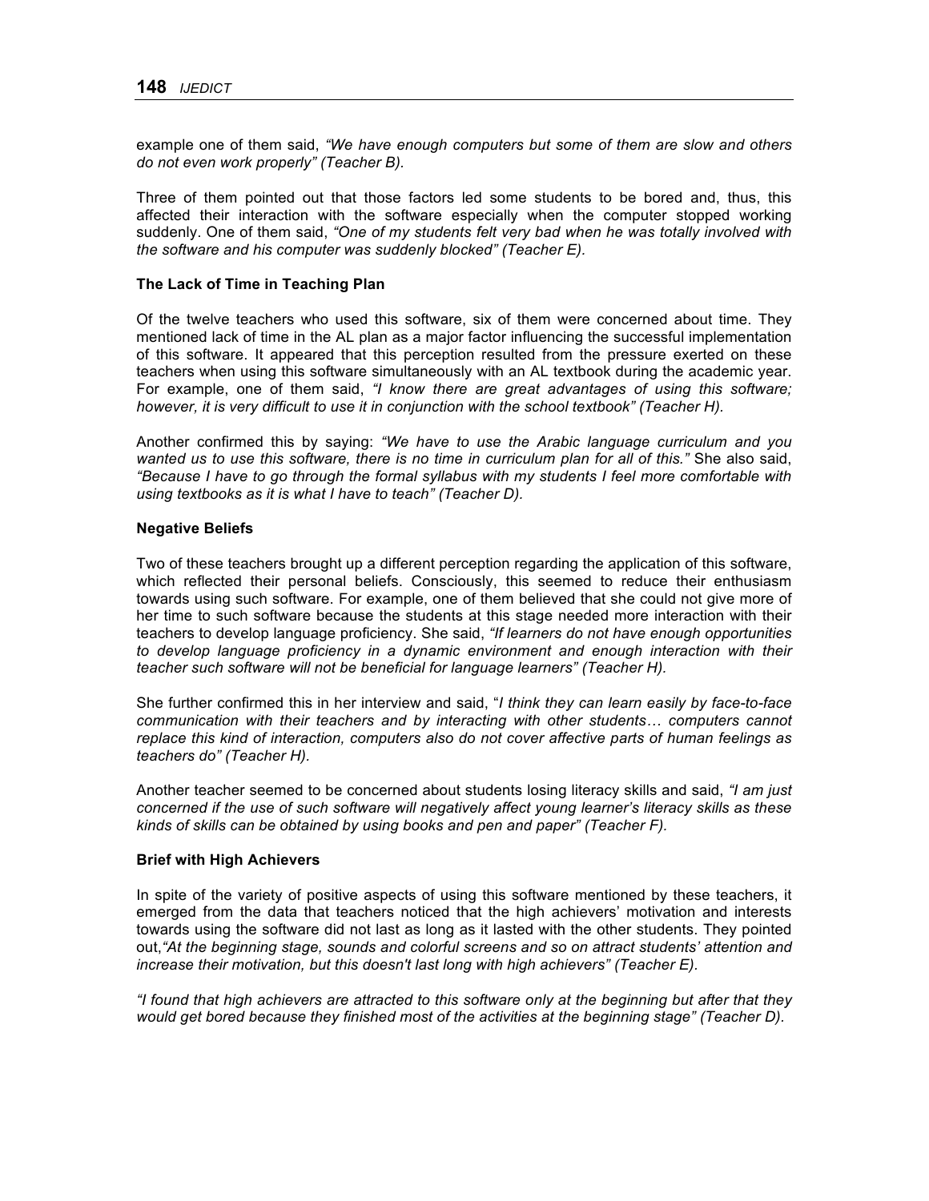example one of them said, *"We have enough computers but some of them are slow and others do not even work properly" (Teacher B).*

Three of them pointed out that those factors led some students to be bored and, thus, this affected their interaction with the software especially when the computer stopped working suddenly. One of them said, *"One of my students felt very bad when he was totally involved with the software and his computer was suddenly blocked" (Teacher E).*

**The Lack of Time in Teaching Plan**

Of the twelve teachers who used this software, six of them were concerned about time. They mentioned lack of time in the AL plan as a major factor influencing the successful implementation of this software. It appeared that this perception resulted from the pressure exerted on these teachers when using this software simultaneously with an AL textbook during the academic year. For example, one of them said, *"I know there are great advantages of using this software; however, it is very difficult to use it in conjunction with the school textbook" (Teacher H).*

Another confirmed this by saying: *"We have to use the Arabic language curriculum and you wanted us to use this software, there is no time in curriculum plan for all of this."* She also said, *"Because I have to go through the formal syllabus with my students I feel more comfortable with using textbooks as it is what I have to teach" (Teacher D).*

**Negative Beliefs**

Two of these teachers brought up a different perception regarding the application of this software, which reflected their personal beliefs. Consciously, this seemed to reduce their enthusiasm towards using such software. For example, one of them believed that she could not give more of her time to such software because the students at this stage needed more interaction with their teachers to develop language proficiency. She said, *"If learners do not have enough opportunities to develop language proficiency in a dynamic environment and enough interaction with their teacher such software will not be beneficial for language learners" (Teacher H).*

She further confirmed this in her interview and said, "*I think they can learn easily by face-to-face communication with their teachers and by interacting with other students… computers cannot replace this kind of interaction, computers also do not cover affective parts of human feelings as teachers do" (Teacher H).*

Another teacher seemed to be concerned about students losing literacy skills and said, *"I am just concerned if the use of such software will negatively affect young learner's literacy skills as these kinds of skills can be obtained by using books and pen and paper" (Teacher F).*

**Brief with High Achievers**

In spite of the variety of positive aspects of using this software mentioned by these teachers, it emerged from the data that teachers noticed that the high achievers' motivation and interests towards using the software did not last as long as it lasted with the other students. They pointed out,*"At the beginning stage, sounds and colorful screens and so on attract students' attention and increase their motivation, but this doesn't last long with high achievers" (Teacher E).*

*"I found that high achievers are attracted to this software only at the beginning but after that they would get bored because they finished most of the activities at the beginning stage" (Teacher D).*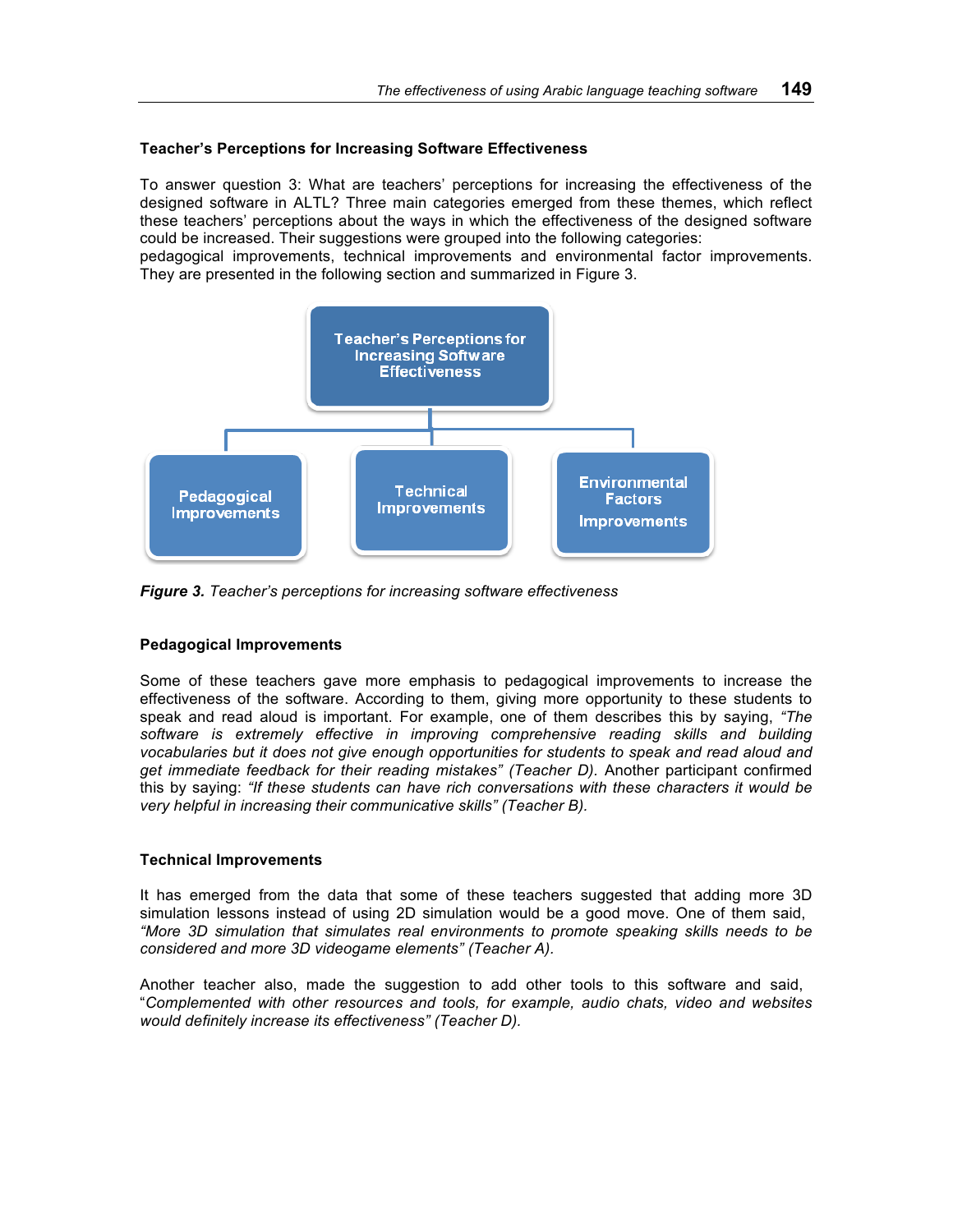### Teacher's Perceptions for Increasing Software Effectiveness

To answer question 3: What are teachers' perceptions for increasing the effectiveness of the designed software in ALTL? Three main categories emerged from these themes, which reflect these teachers' perceptions about the ways in which the effectiveness of the designed software could be increased. Their suggestions were grouped into the following categories: pedagogical improvements, technical improvements and environmental factor improvements. They are presented in the following section and summarized in Figure 3.

Teacher's Perceptions for Increasing Software Effectiveness

Pedagogical Improvements | Technical Improvements | Environmental Factors Improvements

***Figure 3.*** *Teacher's perceptions for increasing software effectiveness*

### Pedagogical Improvements

Some of these teachers gave more emphasis to pedagogical improvements to increase the effectiveness of the software. According to them, giving more opportunity to these students to speak and read aloud is important. For example, one of them describes this by saying, *"The software is extremely effective in improving comprehensive reading skills and building vocabularies but it does not give enough opportunities for students to speak and read aloud and get immediate feedback for their reading mistakes" (Teacher D).* Another participant confirmed this by saying: *"If these students can have rich conversations with these characters it would be very helpful in increasing their communicative skills" (Teacher B).*

### Technical Improvements

It has emerged from the data that some of these teachers suggested that adding more 3D simulation lessons instead of using 2D simulation would be a good move. One of them said, *"More 3D simulation that simulates real environments to promote speaking skills needs to be considered and more 3D videogame elements" (Teacher A).*

Another teacher also, made the suggestion to add other tools to this software and said, "*Complemented with other resources and tools, for example, audio chats, video and websites would definitely increase its effectiveness" (Teacher D).*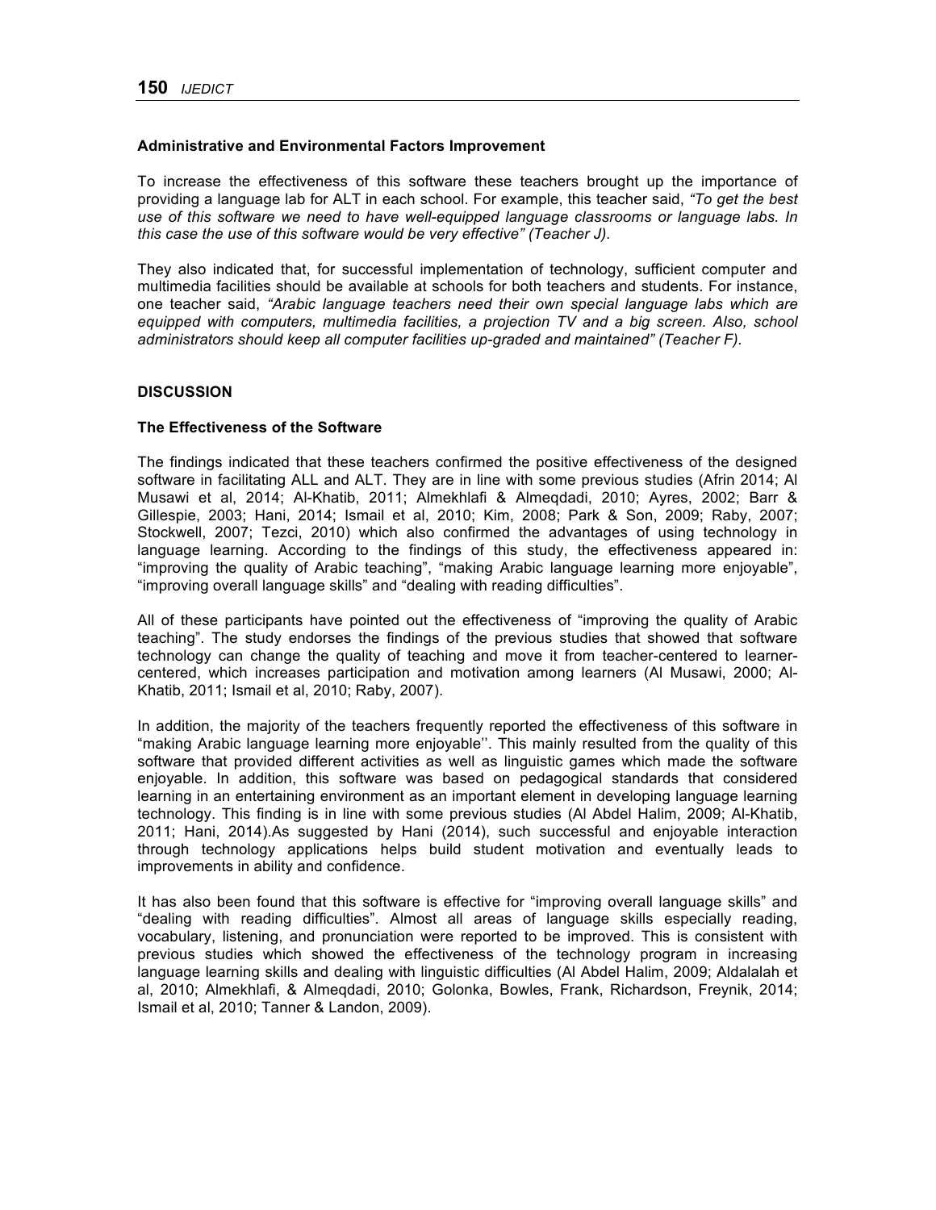### Administrative and Environmental Factors Improvement

To increase the effectiveness of this software these teachers brought up the importance of providing a language lab for ALT in each school. For example, this teacher said, *"To get the best use of this software we need to have well-equipped language classrooms or language labs. In this case the use of this software would be very effective" (Teacher J).*

They also indicated that, for successful implementation of technology, sufficient computer and multimedia facilities should be available at schools for both teachers and students. For instance, one teacher said, *"Arabic language teachers need their own special language labs which are equipped with computers, multimedia facilities, a projection TV and a big screen. Also, school administrators should keep all computer facilities up-graded and maintained" (Teacher F).*

## DISCUSSION

### The Effectiveness of the Software

The findings indicated that these teachers confirmed the positive effectiveness of the designed software in facilitating ALL and ALT. They are in line with some previous studies (Afrin 2014; Al Musawi et al, 2014; Al-Khatib, 2011; Almekhlafi & Almeqdadi, 2010; Ayres, 2002; Barr & Gillespie, 2003; Hani, 2014; Ismail et al, 2010; Kim, 2008; Park & Son, 2009; Raby, 2007; Stockwell, 2007; Tezci, 2010) which also confirmed the advantages of using technology in language learning. According to the findings of this study, the effectiveness appeared in: "improving the quality of Arabic teaching", "making Arabic language learning more enjoyable", "improving overall language skills" and "dealing with reading difficulties".

All of these participants have pointed out the effectiveness of "improving the quality of Arabic teaching". The study endorses the findings of the previous studies that showed that software technology can change the quality of teaching and move it from teacher-centered to learner-centered, which increases participation and motivation among learners (Al Musawi, 2000; Al-Khatib, 2011; Ismail et al, 2010; Raby, 2007).

In addition, the majority of the teachers frequently reported the effectiveness of this software in "making Arabic language learning more enjoyable''. This mainly resulted from the quality of this software that provided different activities as well as linguistic games which made the software enjoyable. In addition, this software was based on pedagogical standards that considered learning in an entertaining environment as an important element in developing language learning technology. This finding is in line with some previous studies (Al Abdel Halim, 2009; Al-Khatib, 2011; Hani, 2014).As suggested by Hani (2014), such successful and enjoyable interaction through technology applications helps build student motivation and eventually leads to improvements in ability and confidence.

It has also been found that this software is effective for "improving overall language skills" and "dealing with reading difficulties". Almost all areas of language skills especially reading, vocabulary, listening, and pronunciation were reported to be improved. This is consistent with previous studies which showed the effectiveness of the technology program in increasing language learning skills and dealing with linguistic difficulties (Al Abdel Halim, 2009; Aldalalah et al, 2010; Almekhlafi, & Almeqdadi, 2010; Golonka, Bowles, Frank, Richardson, Freynik, 2014; Ismail et al, 2010; Tanner & Landon, 2009).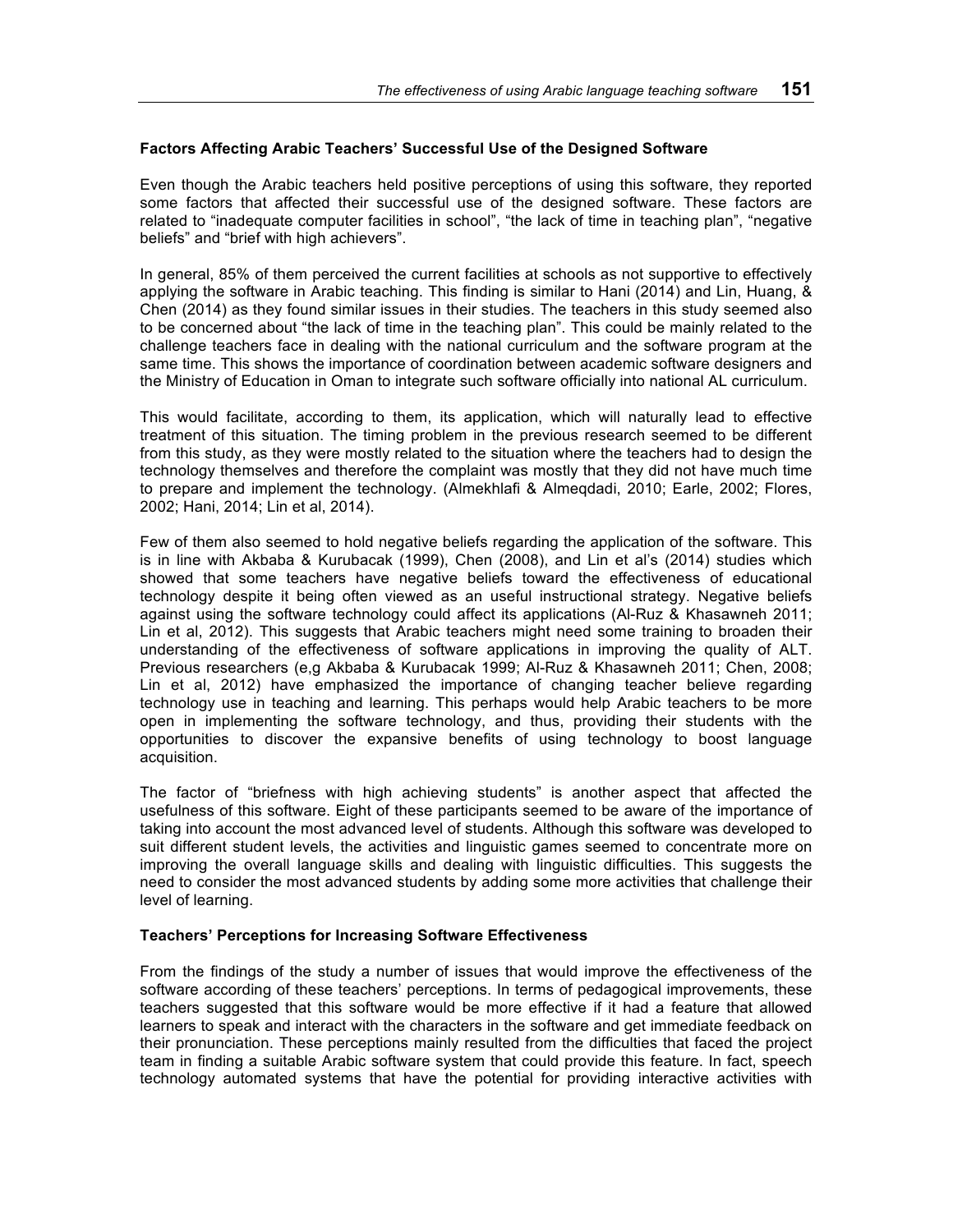### Factors Affecting Arabic Teachers' Successful Use of the Designed Software

Even though the Arabic teachers held positive perceptions of using this software, they reported some factors that affected their successful use of the designed software. These factors are related to "inadequate computer facilities in school", "the lack of time in teaching plan", "negative beliefs" and "brief with high achievers".

In general, 85% of them perceived the current facilities at schools as not supportive to effectively applying the software in Arabic teaching. This finding is similar to Hani (2014) and Lin, Huang, & Chen (2014) as they found similar issues in their studies. The teachers in this study seemed also to be concerned about "the lack of time in the teaching plan". This could be mainly related to the challenge teachers face in dealing with the national curriculum and the software program at the same time. This shows the importance of coordination between academic software designers and the Ministry of Education in Oman to integrate such software officially into national AL curriculum.

This would facilitate, according to them, its application, which will naturally lead to effective treatment of this situation. The timing problem in the previous research seemed to be different from this study, as they were mostly related to the situation where the teachers had to design the technology themselves and therefore the complaint was mostly that they did not have much time to prepare and implement the technology. (Almekhlafi & Almeqdadi, 2010; Earle, 2002; Flores, 2002; Hani, 2014; Lin et al, 2014).

Few of them also seemed to hold negative beliefs regarding the application of the software. This is in line with Akbaba & Kurubacak (1999), Chen (2008), and Lin et al's (2014) studies which showed that some teachers have negative beliefs toward the effectiveness of educational technology despite it being often viewed as an useful instructional strategy. Negative beliefs against using the software technology could affect its applications (Al-Ruz & Khasawneh 2011; Lin et al, 2012). This suggests that Arabic teachers might need some training to broaden their understanding of the effectiveness of software applications in improving the quality of ALT. Previous researchers (e,g Akbaba & Kurubacak 1999; Al-Ruz & Khasawneh 2011; Chen, 2008; Lin et al, 2012) have emphasized the importance of changing teacher believe regarding technology use in teaching and learning. This perhaps would help Arabic teachers to be more open in implementing the software technology, and thus, providing their students with the opportunities to discover the expansive benefits of using technology to boost language acquisition.

The factor of "briefness with high achieving students" is another aspect that affected the usefulness of this software. Eight of these participants seemed to be aware of the importance of taking into account the most advanced level of students. Although this software was developed to suit different student levels, the activities and linguistic games seemed to concentrate more on improving the overall language skills and dealing with linguistic difficulties. This suggests the need to consider the most advanced students by adding some more activities that challenge their level of learning.

### Teachers' Perceptions for Increasing Software Effectiveness

From the findings of the study a number of issues that would improve the effectiveness of the software according of these teachers' perceptions. In terms of pedagogical improvements, these teachers suggested that this software would be more effective if it had a feature that allowed learners to speak and interact with the characters in the software and get immediate feedback on their pronunciation. These perceptions mainly resulted from the difficulties that faced the project team in finding a suitable Arabic software system that could provide this feature. In fact, speech technology automated systems that have the potential for providing interactive activities with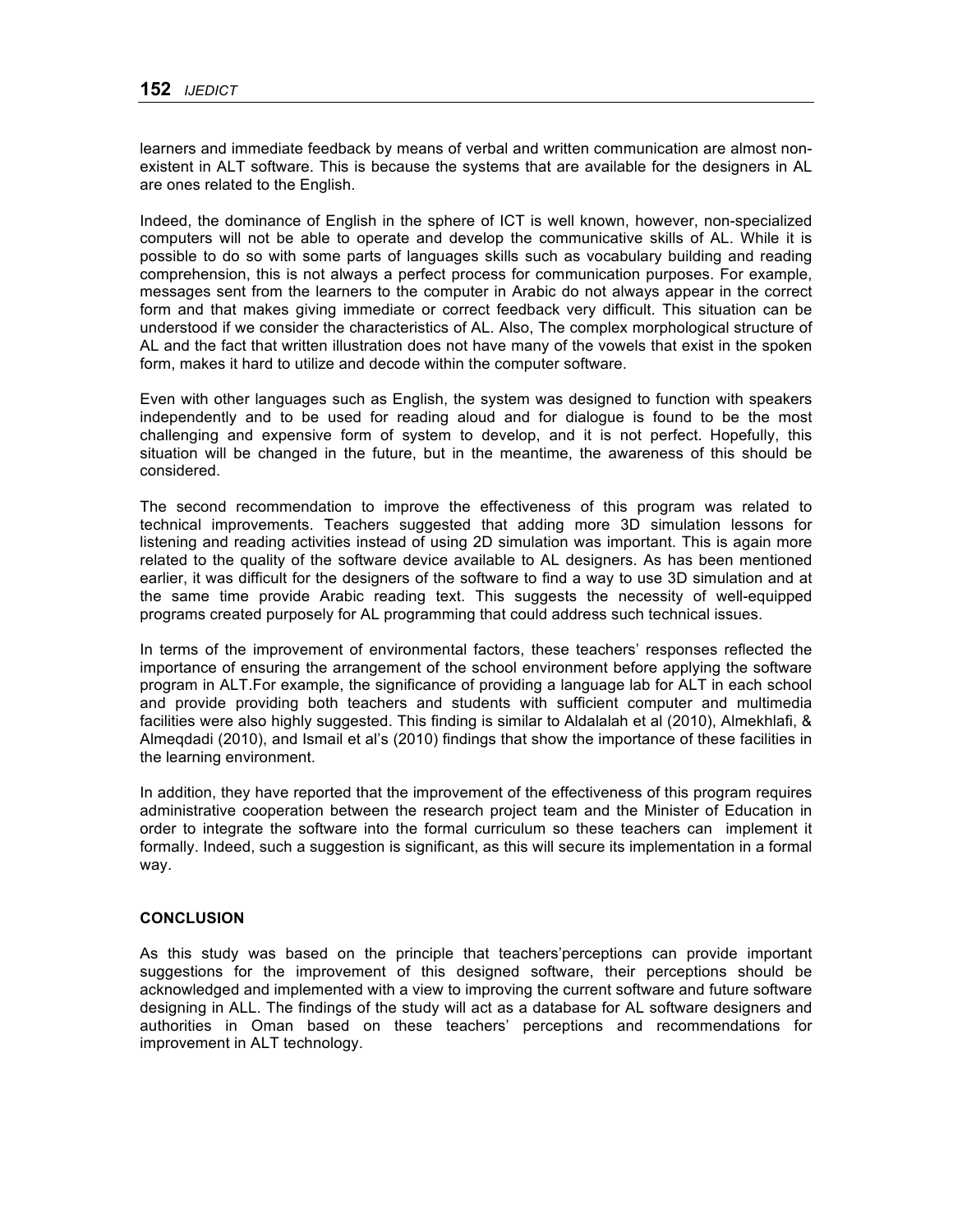learners and immediate feedback by means of verbal and written communication are almost non-existent in ALT software. This is because the systems that are available for the designers in AL are ones related to the English.

Indeed, the dominance of English in the sphere of ICT is well known, however, non-specialized computers will not be able to operate and develop the communicative skills of AL. While it is possible to do so with some parts of languages skills such as vocabulary building and reading comprehension, this is not always a perfect process for communication purposes. For example, messages sent from the learners to the computer in Arabic do not always appear in the correct form and that makes giving immediate or correct feedback very difficult. This situation can be understood if we consider the characteristics of AL. Also, The complex morphological structure of AL and the fact that written illustration does not have many of the vowels that exist in the spoken form, makes it hard to utilize and decode within the computer software.

Even with other languages such as English, the system was designed to function with speakers independently and to be used for reading aloud and for dialogue is found to be the most challenging and expensive form of system to develop, and it is not perfect. Hopefully, this situation will be changed in the future, but in the meantime, the awareness of this should be considered.

The second recommendation to improve the effectiveness of this program was related to technical improvements. Teachers suggested that adding more 3D simulation lessons for listening and reading activities instead of using 2D simulation was important. This is again more related to the quality of the software device available to AL designers. As has been mentioned earlier, it was difficult for the designers of the software to find a way to use 3D simulation and at the same time provide Arabic reading text. This suggests the necessity of well-equipped programs created purposely for AL programming that could address such technical issues.

In terms of the improvement of environmental factors, these teachers' responses reflected the importance of ensuring the arrangement of the school environment before applying the software program in ALT.For example, the significance of providing a language lab for ALT in each school and provide providing both teachers and students with sufficient computer and multimedia facilities were also highly suggested. This finding is similar to Aldalalah et al (2010), Almekhlafi, & Almeqdadi (2010), and Ismail et al's (2010) findings that show the importance of these facilities in the learning environment.

In addition, they have reported that the improvement of the effectiveness of this program requires administrative cooperation between the research project team and the Minister of Education in order to integrate the software into the formal curriculum so these teachers can implement it formally. Indeed, such a suggestion is significant, as this will secure its implementation in a formal way.

## CONCLUSION

As this study was based on the principle that teachers'perceptions can provide important suggestions for the improvement of this designed software, their perceptions should be acknowledged and implemented with a view to improving the current software and future software designing in ALL. The findings of the study will act as a database for AL software designers and authorities in Oman based on these teachers' perceptions and recommendations for improvement in ALT technology.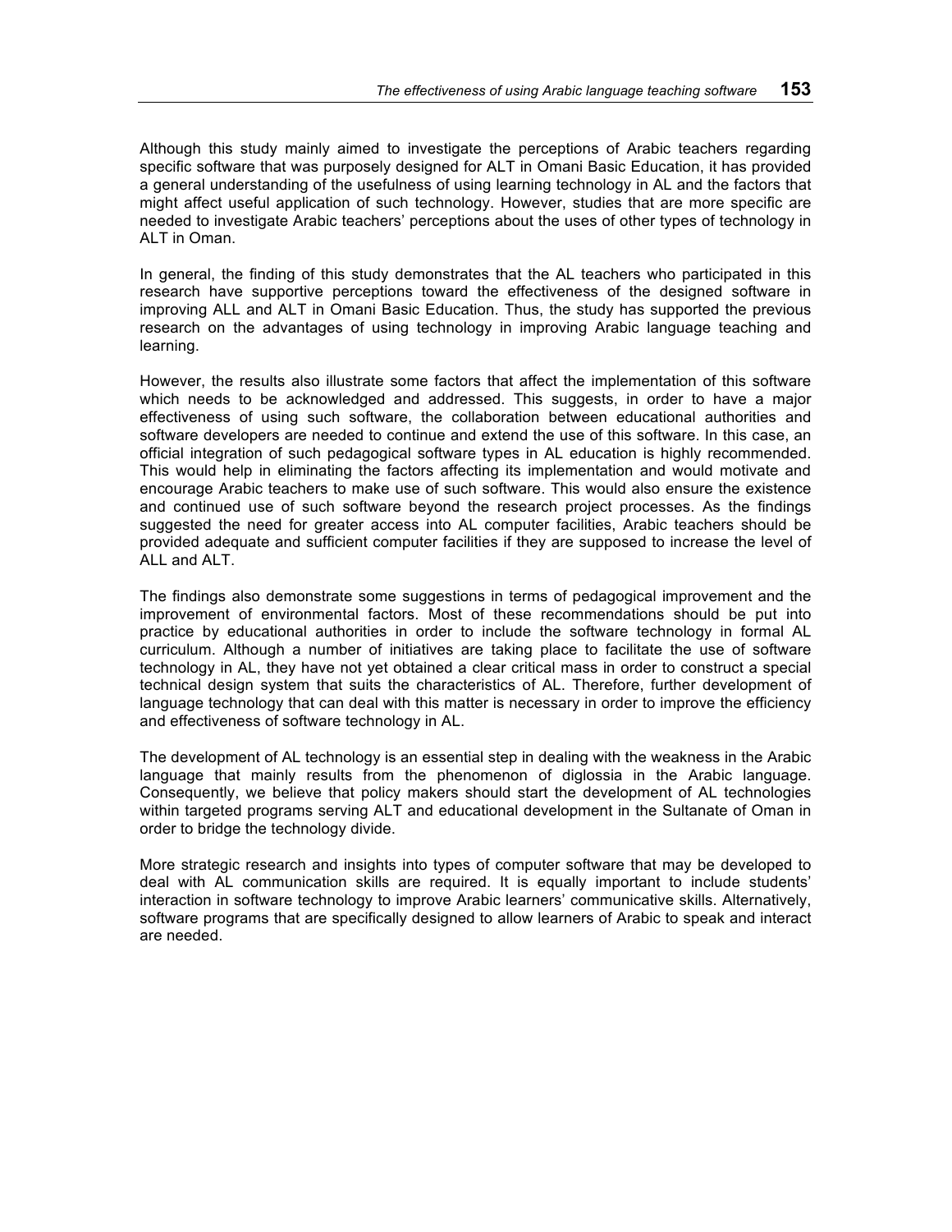Although this study mainly aimed to investigate the perceptions of Arabic teachers regarding specific software that was purposely designed for ALT in Omani Basic Education, it has provided a general understanding of the usefulness of using learning technology in AL and the factors that might affect useful application of such technology. However, studies that are more specific are needed to investigate Arabic teachers' perceptions about the uses of other types of technology in ALT in Oman.

In general, the finding of this study demonstrates that the AL teachers who participated in this research have supportive perceptions toward the effectiveness of the designed software in improving ALL and ALT in Omani Basic Education. Thus, the study has supported the previous research on the advantages of using technology in improving Arabic language teaching and learning.

However, the results also illustrate some factors that affect the implementation of this software which needs to be acknowledged and addressed. This suggests, in order to have a major effectiveness of using such software, the collaboration between educational authorities and software developers are needed to continue and extend the use of this software. In this case, an official integration of such pedagogical software types in AL education is highly recommended. This would help in eliminating the factors affecting its implementation and would motivate and encourage Arabic teachers to make use of such software. This would also ensure the existence and continued use of such software beyond the research project processes. As the findings suggested the need for greater access into AL computer facilities, Arabic teachers should be provided adequate and sufficient computer facilities if they are supposed to increase the level of ALL and ALT.

The findings also demonstrate some suggestions in terms of pedagogical improvement and the improvement of environmental factors. Most of these recommendations should be put into practice by educational authorities in order to include the software technology in formal AL curriculum. Although a number of initiatives are taking place to facilitate the use of software technology in AL, they have not yet obtained a clear critical mass in order to construct a special technical design system that suits the characteristics of AL. Therefore, further development of language technology that can deal with this matter is necessary in order to improve the efficiency and effectiveness of software technology in AL.

The development of AL technology is an essential step in dealing with the weakness in the Arabic language that mainly results from the phenomenon of diglossia in the Arabic language. Consequently, we believe that policy makers should start the development of AL technologies within targeted programs serving ALT and educational development in the Sultanate of Oman in order to bridge the technology divide.

More strategic research and insights into types of computer software that may be developed to deal with AL communication skills are required. It is equally important to include students' interaction in software technology to improve Arabic learners' communicative skills. Alternatively, software programs that are specifically designed to allow learners of Arabic to speak and interact are needed.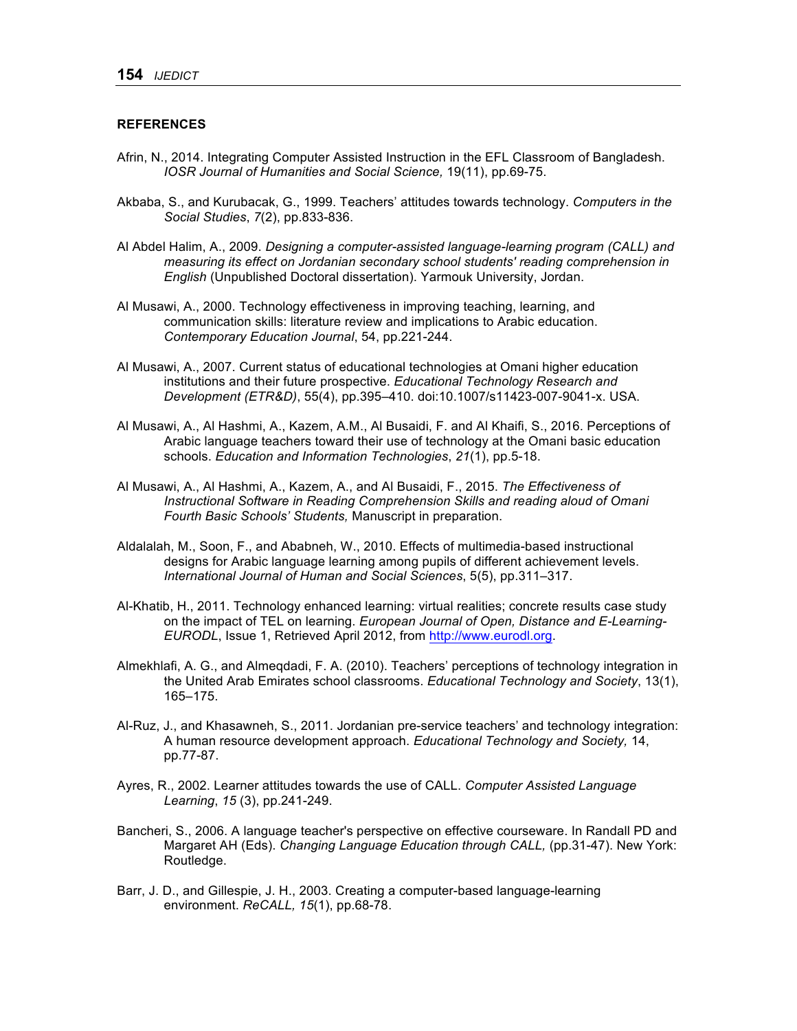**REFERENCES**

Afrin, N., 2014. Integrating Computer Assisted Instruction in the EFL Classroom of Bangladesh. *IOSR Journal of Humanities and Social Science,* 19(11), pp.69-75.

Akbaba, S., and Kurubacak, G., 1999. Teachers' attitudes towards technology. *Computers in the Social Studies*, *7*(2), pp.833-836.

Al Abdel Halim, A., 2009. *Designing a computer-assisted language-learning program (CALL) and measuring its effect on Jordanian secondary school students' reading comprehension in English* (Unpublished Doctoral dissertation). Yarmouk University, Jordan.

Al Musawi, A., 2000. Technology effectiveness in improving teaching, learning, and communication skills: literature review and implications to Arabic education. *Contemporary Education Journal*, 54, pp.221-244.

Al Musawi, A., 2007. Current status of educational technologies at Omani higher education institutions and their future prospective. *Educational Technology Research and Development (ETR&D)*, 55(4), pp.395–410. doi:10.1007/s11423-007-9041-x. USA.

Al Musawi, A., Al Hashmi, A., Kazem, A.M., Al Busaidi, F. and Al Khaifi, S., 2016. Perceptions of Arabic language teachers toward their use of technology at the Omani basic education schools. *Education and Information Technologies*, *21*(1), pp.5-18.

Al Musawi, A., Al Hashmi, A., Kazem, A., and Al Busaidi, F., 2015. *The Effectiveness of Instructional Software in Reading Comprehension Skills and reading aloud of Omani Fourth Basic Schools' Students,* Manuscript in preparation.

Aldalalah, M., Soon, F., and Ababneh, W., 2010. Effects of multimedia-based instructional designs for Arabic language learning among pupils of different achievement levels. *International Journal of Human and Social Sciences*, 5(5), pp.311–317.

Al-Khatib, H., 2011. Technology enhanced learning: virtual realities; concrete results case study on the impact of TEL on learning. *European Journal of Open, Distance and E-Learning-EURODL*, Issue 1, Retrieved April 2012, from http://www.eurodl.org.

Almekhlafi, A. G., and Almeqdadi, F. A. (2010). Teachers' perceptions of technology integration in the United Arab Emirates school classrooms. *Educational Technology and Society*, 13(1), 165–175.

Al-Ruz, J., and Khasawneh, S., 2011. Jordanian pre-service teachers' and technology integration: A human resource development approach. *Educational Technology and Society,* 14, pp.77-87.

Ayres, R., 2002. Learner attitudes towards the use of CALL. *Computer Assisted Language Learning*, *15* (3), pp.241-249.

Bancheri, S., 2006. A language teacher's perspective on effective courseware. In Randall PD and Margaret AH (Eds). *Changing Language Education through CALL,* (pp.31-47). New York: Routledge.

Barr, J. D., and Gillespie, J. H., 2003. Creating a computer-based language-learning environment. *ReCALL, 15*(1), pp.68-78.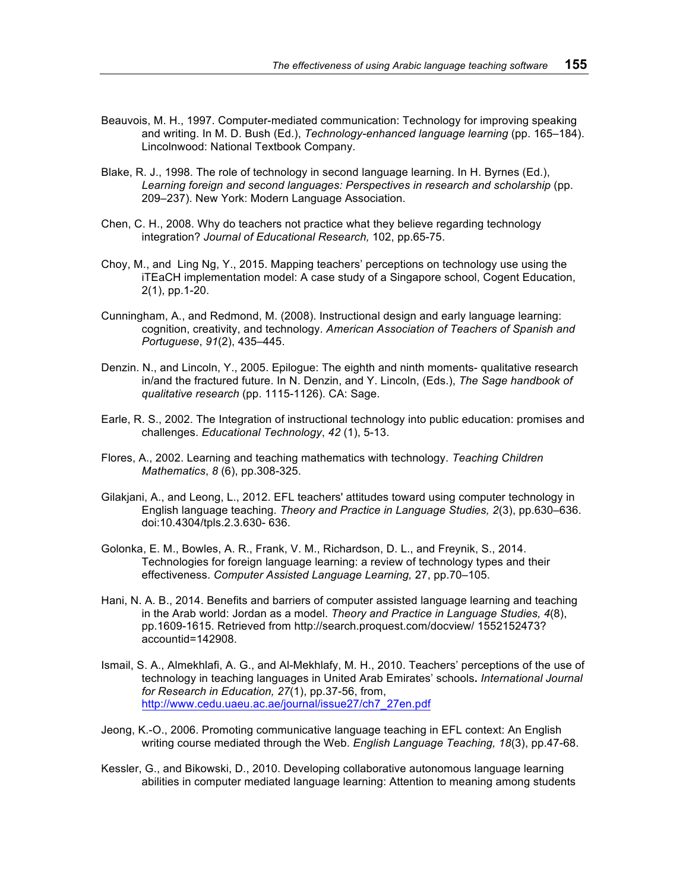Beauvois, M. H., 1997. Computer-mediated communication: Technology for improving speaking and writing. In M. D. Bush (Ed.), *Technology-enhanced language learning* (pp. 165–184). Lincolnwood: National Textbook Company.

Blake, R. J., 1998. The role of technology in second language learning. In H. Byrnes (Ed.), *Learning foreign and second languages: Perspectives in research and scholarship* (pp. 209–237). New York: Modern Language Association.

Chen, C. H., 2008. Why do teachers not practice what they believe regarding technology integration? *Journal of Educational Research,* 102, pp.65-75.

Choy, M., and Ling Ng, Y., 2015. Mapping teachers' perceptions on technology use using the iTEaCH implementation model: A case study of a Singapore school, Cogent Education, 2(1), pp.1-20.

Cunningham, A., and Redmond, M. (2008). Instructional design and early language learning: cognition, creativity, and technology. *American Association of Teachers of Spanish and Portuguese*, *91*(2), 435–445.

Denzin. N., and Lincoln, Y., 2005. Epilogue: The eighth and ninth moments- qualitative research in/and the fractured future. In N. Denzin, and Y. Lincoln, (Eds.), *The Sage handbook of qualitative research* (pp. 1115-1126). CA: Sage.

Earle, R. S., 2002. The Integration of instructional technology into public education: promises and challenges. *Educational Technology*, *42* (1), 5-13.

Flores, A., 2002. Learning and teaching mathematics with technology. *Teaching Children Mathematics*, *8* (6), pp.308-325.

Gilakjani, A., and Leong, L., 2012. EFL teachers' attitudes toward using computer technology in English language teaching. *Theory and Practice in Language Studies, 2*(3), pp.630–636. doi:10.4304/tpls.2.3.630- 636.

Golonka, E. M., Bowles, A. R., Frank, V. M., Richardson, D. L., and Freynik, S., 2014. Technologies for foreign language learning: a review of technology types and their effectiveness. *Computer Assisted Language Learning,* 27, pp.70–105.

Hani, N. A. B., 2014. Benefits and barriers of computer assisted language learning and teaching in the Arab world: Jordan as a model. *Theory and Practice in Language Studies, 4*(8), pp.1609-1615. Retrieved from http://search.proquest.com/docview/ 1552152473? accountid=142908.

Ismail, S. A., Almekhlafi, A. G., and Al-Mekhlafy, M. H., 2010. Teachers' perceptions of the use of technology in teaching languages in United Arab Emirates' schools**.** *International Journal for Research in Education, 27*(1), pp.37-56, from, http://www.cedu.uaeu.ac.ae/journal/issue27/ch7_27en.pdf

Jeong, K.-O., 2006. Promoting communicative language teaching in EFL context: An English writing course mediated through the Web. *English Language Teaching, 18*(3), pp.47-68.

Kessler, G., and Bikowski, D., 2010. Developing collaborative autonomous language learning abilities in computer mediated language learning: Attention to meaning among students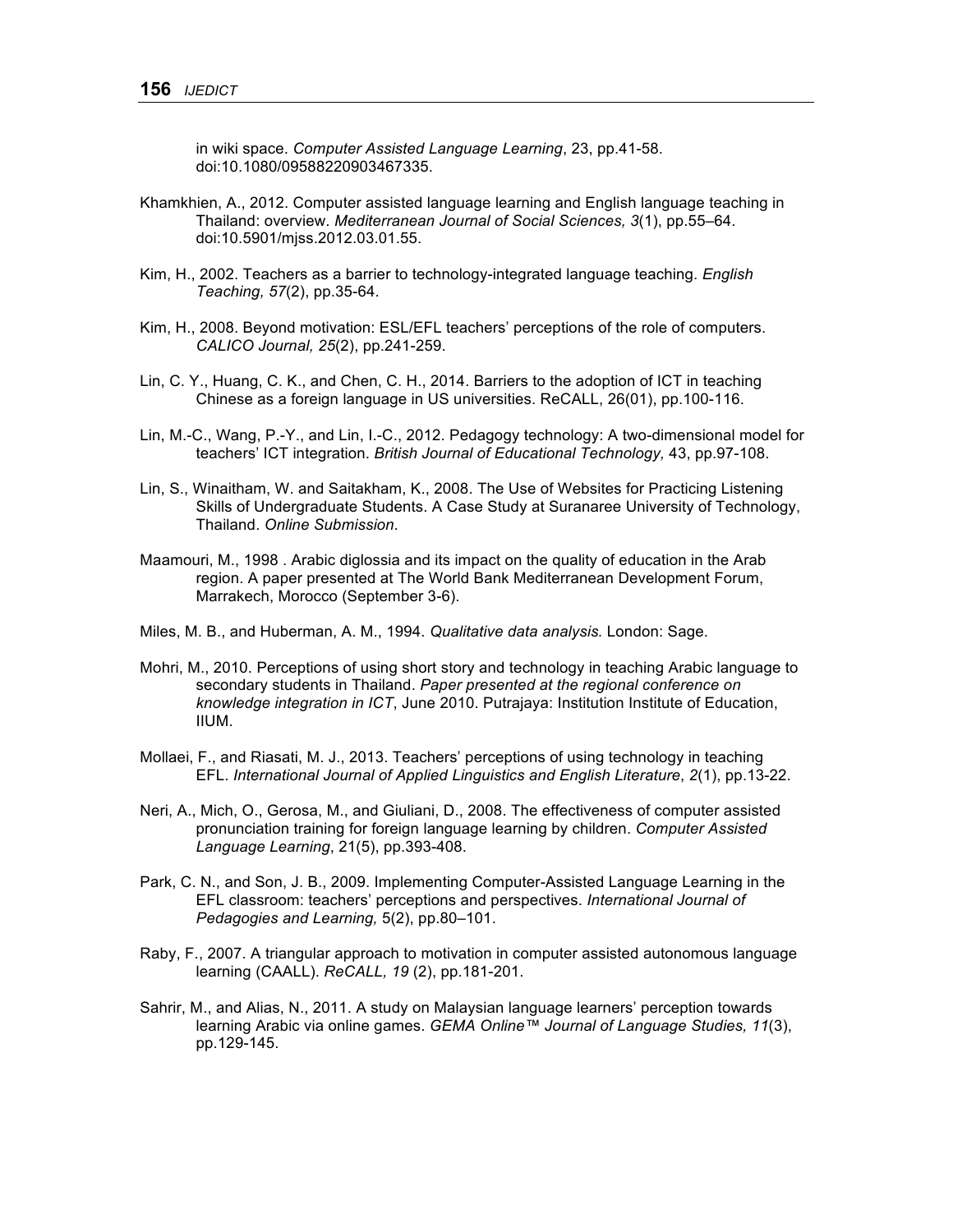in wiki space. *Computer Assisted Language Learning*, 23, pp.41-58. doi:10.1080/09588220903467335.

Khamkhien, A., 2012. Computer assisted language learning and English language teaching in Thailand: overview. *Mediterranean Journal of Social Sciences, 3*(1), pp.55–64. doi:10.5901/mjss.2012.03.01.55.

Kim, H., 2002. Teachers as a barrier to technology-integrated language teaching. *English Teaching, 57*(2), pp.35-64.

Kim, H., 2008. Beyond motivation: ESL/EFL teachers' perceptions of the role of computers. *CALICO Journal, 25*(2), pp.241-259.

Lin, C. Y., Huang, C. K., and Chen, C. H., 2014. Barriers to the adoption of ICT in teaching Chinese as a foreign language in US universities. ReCALL, 26(01), pp.100-116.

Lin, M.-C., Wang, P.-Y., and Lin, I.-C., 2012. Pedagogy technology: A two-dimensional model for teachers' ICT integration. *British Journal of Educational Technology,* 43, pp.97-108.

Lin, S., Winaitham, W. and Saitakham, K., 2008. The Use of Websites for Practicing Listening Skills of Undergraduate Students. A Case Study at Suranaree University of Technology, Thailand. *Online Submission*.

Maamouri, M., 1998 . Arabic diglossia and its impact on the quality of education in the Arab region. A paper presented at The World Bank Mediterranean Development Forum, Marrakech, Morocco (September 3-6).

Miles, M. B., and Huberman, A. M., 1994. *Qualitative data analysis*. London: Sage.

Mohri, M., 2010. Perceptions of using short story and technology in teaching Arabic language to secondary students in Thailand. *Paper presented at the regional conference on knowledge integration in ICT*, June 2010. Putrajaya: Institution Institute of Education, IIUM.

Mollaei, F., and Riasati, M. J., 2013. Teachers' perceptions of using technology in teaching EFL. *International Journal of Applied Linguistics and English Literature*, *2*(1), pp.13-22.

Neri, A., Mich, O., Gerosa, M., and Giuliani, D., 2008. The effectiveness of computer assisted pronunciation training for foreign language learning by children. *Computer Assisted Language Learning*, 21(5), pp.393-408.

Park, C. N., and Son, J. B., 2009. Implementing Computer-Assisted Language Learning in the EFL classroom: teachers' perceptions and perspectives. *International Journal of Pedagogies and Learning,* 5(2), pp.80–101.

Raby, F., 2007. A triangular approach to motivation in computer assisted autonomous language learning (CAALL). *ReCALL, 19* (2), pp.181-201.

Sahrir, M., and Alias, N., 2011. A study on Malaysian language learners' perception towards learning Arabic via online games. *GEMA Online™ Journal of Language Studies, 11*(3), pp.129-145.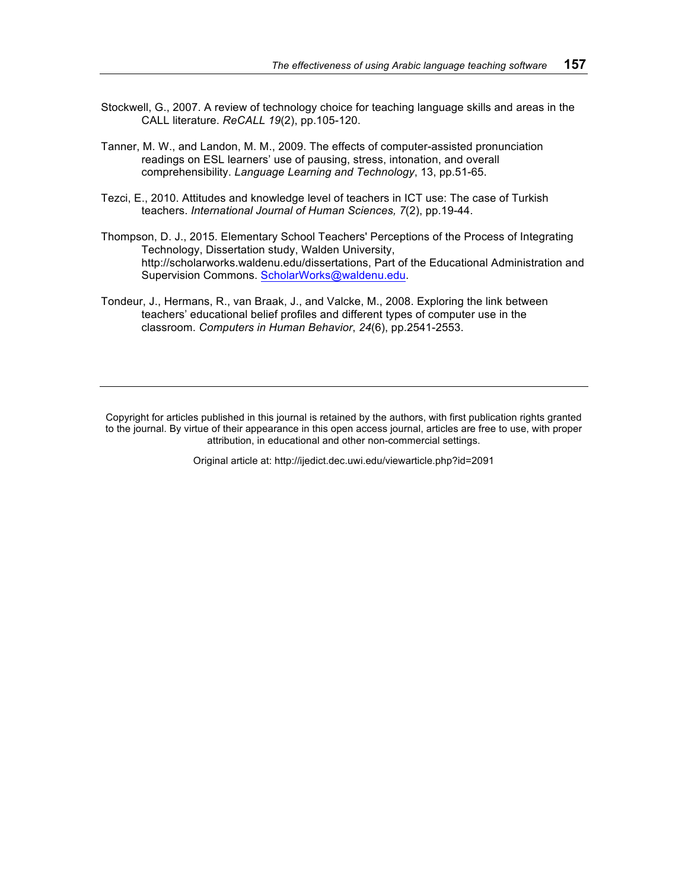Stockwell, G., 2007. A review of technology choice for teaching language skills and areas in the CALL literature. *ReCALL 19*(2), pp.105-120.

Tanner, M. W., and Landon, M. M., 2009. The effects of computer-assisted pronunciation readings on ESL learners' use of pausing, stress, intonation, and overall comprehensibility. *Language Learning and Technology*, 13, pp.51-65.

Tezci, E., 2010. Attitudes and knowledge level of teachers in ICT use: The case of Turkish teachers. *International Journal of Human Sciences, 7*(2), pp.19-44.

Thompson, D. J., 2015. Elementary School Teachers' Perceptions of the Process of Integrating Technology, Dissertation study, Walden University, http://scholarworks.waldenu.edu/dissertations, Part of the Educational Administration and Supervision Commons. ScholarWorks@waldenu.edu.

Tondeur, J., Hermans, R., van Braak, J., and Valcke, M., 2008. Exploring the link between teachers' educational belief profiles and different types of computer use in the classroom. *Computers in Human Behavior*, *24*(6), pp.2541-2553.

---

Copyright for articles published in this journal is retained by the authors, with first publication rights granted to the journal. By virtue of their appearance in this open access journal, articles are free to use, with proper attribution, in educational and other non-commercial settings.

Original article at: http://ijedict.dec.uwi.edu/viewarticle.php?id=2091